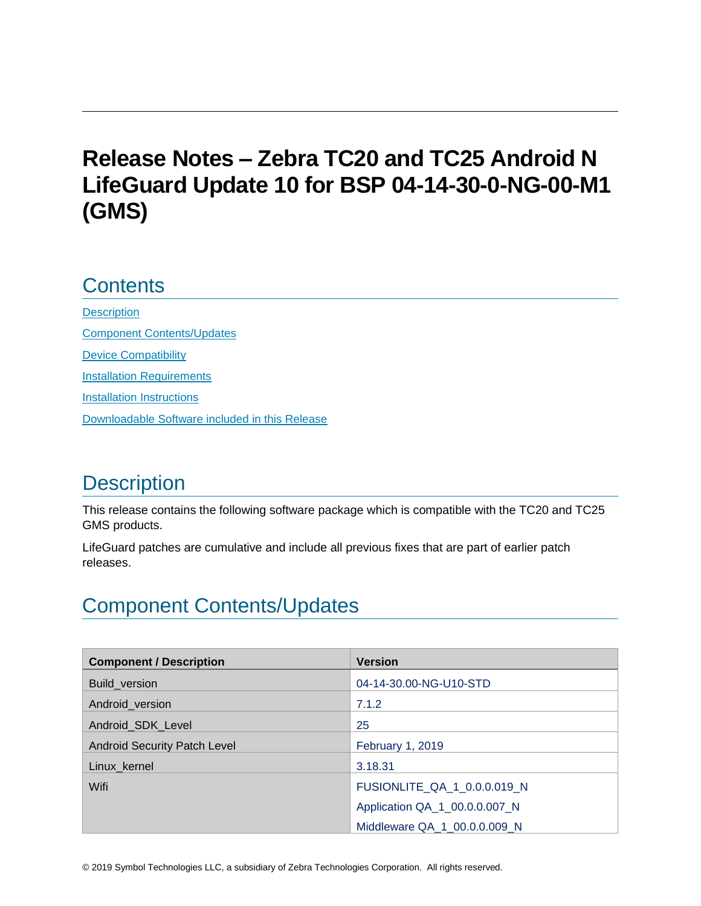# Release Notes – Zebra TC20 and TC25 Android N LifeGuard Update 10 for BSP 04-14-30-0-NG-00-M1 (GMS)

## Contents

[Description](#description)

[Component Contents/Updates](#component-contentsupdates)

[Device Compatibility](#device-compatibility)

[Installation Requirements](#installation-requirements)

[Installation Instructions](#installation-instructions)

[Downloadable Software included in this Release](#downloadable-software-included-in-this-release)

## Description

This release contains the following software package which is compatible with the TC20 and TC25 GMS products.

LifeGuard patches are cumulative and include all previous fixes that are part of earlier patch releases.

## Component Contents/Updates

| Component / Description | Version |
|---|---|
| Build_version | 04-14-30.00-NG-U10-STD |
| Android_version | 7.1.2 |
| Android_SDK_Level | 25 |
| Android Security Patch Level | February 1, 2019 |
| Linux_kernel | 3.18.31 |
| Wifi | FUSIONLITE_QA_1_0.0.0.019_N<br>Application QA_1_00.0.0.007_N<br>Middleware QA_1_00.0.0.009_N |

© 2019 Symbol Technologies LLC, a subsidiary of Zebra Technologies Corporation. All rights reserved.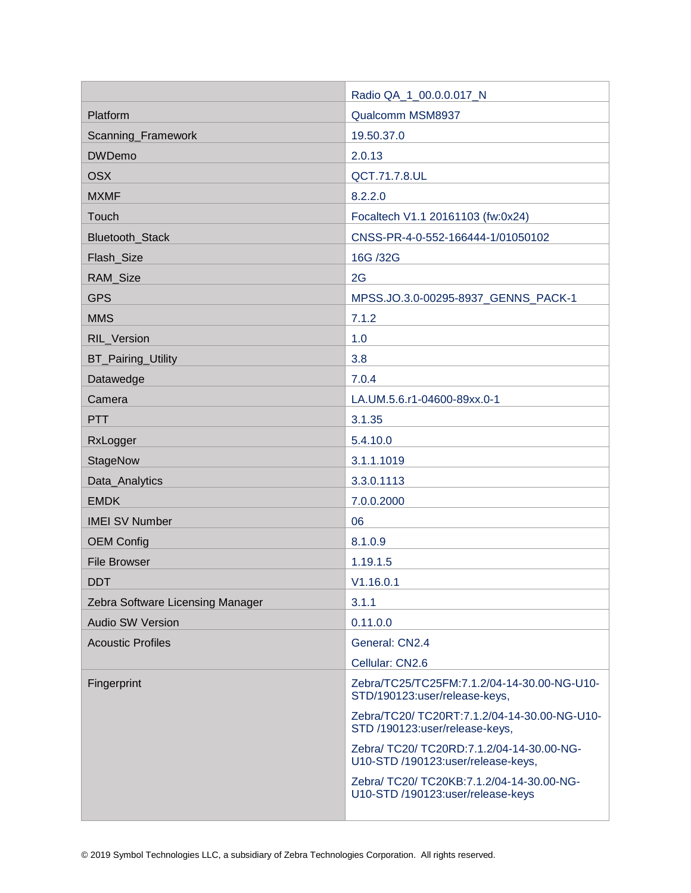| | |
|---|---|
| | Radio QA_1_00.0.0.017_N |
| Platform | Qualcomm MSM8937 |
| Scanning_Framework | 19.50.37.0 |
| DWDemo | 2.0.13 |
| OSX | QCT.71.7.8.UL |
| MXMF | 8.2.2.0 |
| Touch | Focaltech V1.1 20161103 (fw:0x24) |
| Bluetooth_Stack | CNSS-PR-4-0-552-166444-1/01050102 |
| Flash_Size | 16G /32G |
| RAM_Size | 2G |
| GPS | MPSS.JO.3.0-00295-8937_GENNS_PACK-1 |
| MMS | 7.1.2 |
| RIL_Version | 1.0 |
| BT_Pairing_Utility | 3.8 |
| Datawedge | 7.0.4 |
| Camera | LA.UM.5.6.r1-04600-89xx.0-1 |
| PTT | 3.1.35 |
| RxLogger | 5.4.10.0 |
| StageNow | 3.1.1.1019 |
| Data_Analytics | 3.3.0.1113 |
| EMDK | 7.0.0.2000 |
| IMEI SV Number | 06 |
| OEM Config | 8.1.0.9 |
| File Browser | 1.19.1.5 |
| DDT | V1.16.0.1 |
| Zebra Software Licensing Manager | 3.1.1 |
| Audio SW Version | 0.11.0.0 |
| Acoustic Profiles | General: CN2.4<br>Cellular: CN2.6 |
| Fingerprint | Zebra/TC25/TC25FM:7.1.2/04-14-30.00-NG-U10-STD/190123:user/release-keys,<br>Zebra/TC20/ TC20RT:7.1.2/04-14-30.00-NG-U10-STD /190123:user/release-keys,<br>Zebra/ TC20/ TC20RD:7.1.2/04-14-30.00-NG-U10-STD /190123:user/release-keys,<br>Zebra/ TC20/ TC20KB:7.1.2/04-14-30.00-NG-U10-STD /190123:user/release-keys |

© 2019 Symbol Technologies LLC, a subsidiary of Zebra Technologies Corporation. All rights reserved.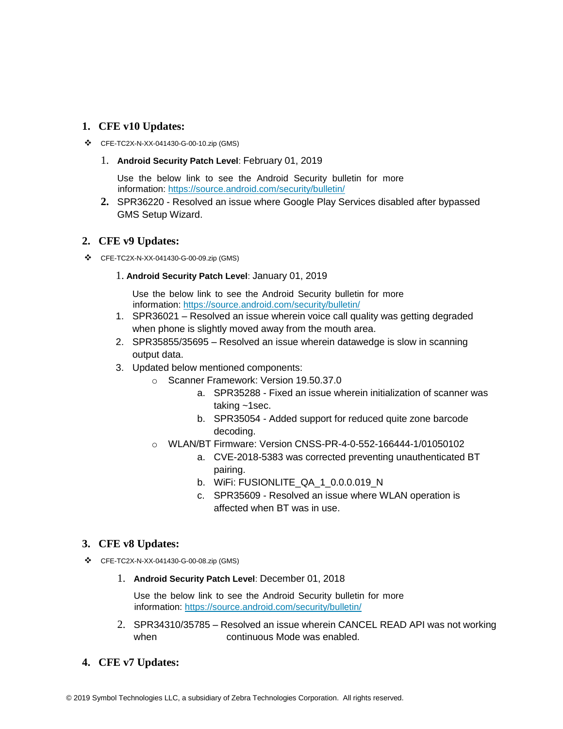## 1. CFE v10 Updates:

- CFE-TC2X-N-XX-041430-G-00-10.zip (GMS)

  1. **Android Security Patch Level**: February 01, 2019

     Use the below link to see the Android Security bulletin for more information: https://source.android.com/security/bulletin/

  2. SPR36220 - Resolved an issue where Google Play Services disabled after bypassed GMS Setup Wizard.

## 2. CFE v9 Updates:

- CFE-TC2X-N-XX-041430-G-00-09.zip (GMS)

  1. **Android Security Patch Level**: January 01, 2019

     Use the below link to see the Android Security bulletin for more information: https://source.android.com/security/bulletin/

  1. SPR36021 – Resolved an issue wherein voice call quality was getting degraded when phone is slightly moved away from the mouth area.
  2. SPR35855/35695 – Resolved an issue wherein datawedge is slow in scanning output data.
  3. Updated below mentioned components:
     - Scanner Framework: Version 19.50.37.0
       a. SPR35288 - Fixed an issue wherein initialization of scanner was taking ~1sec.
       b. SPR35054 - Added support for reduced quite zone barcode decoding.
     - WLAN/BT Firmware: Version CNSS-PR-4-0-552-166444-1/01050102
       a. CVE-2018-5383 was corrected preventing unauthenticated BT pairing.
       b. WiFi: FUSIONLITE_QA_1_0.0.0.019_N
       c. SPR35609 - Resolved an issue where WLAN operation is affected when BT was in use.

## 3. CFE v8 Updates:

- CFE-TC2X-N-XX-041430-G-00-08.zip (GMS)

  1. **Android Security Patch Level**: December 01, 2018

     Use the below link to see the Android Security bulletin for more information: https://source.android.com/security/bulletin/

  2. SPR34310/35785 – Resolved an issue wherein CANCEL READ API was not working when continuous Mode was enabled.

## 4. CFE v7 Updates: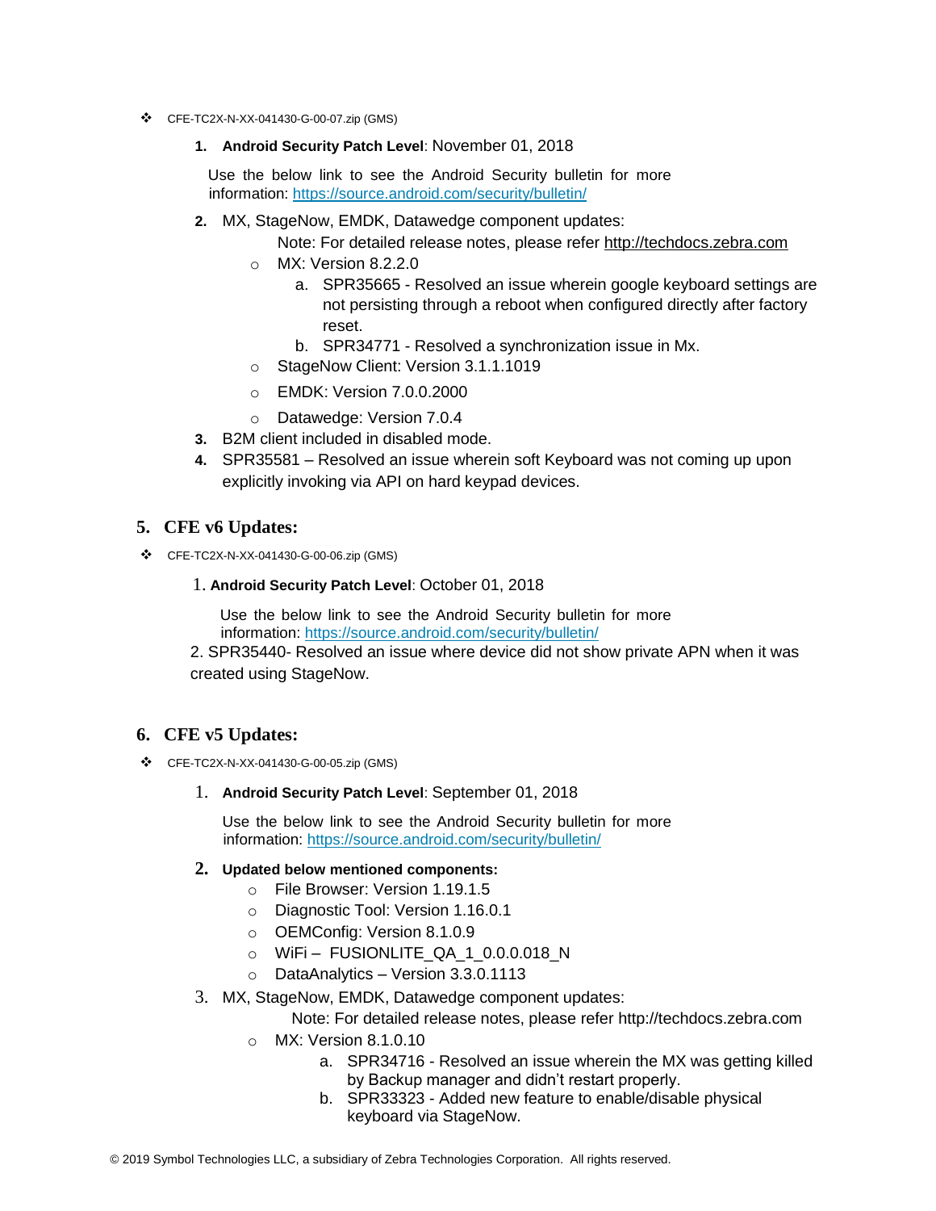- CFE-TC2X-N-XX-041430-G-00-07.zip (GMS)

  1. **Android Security Patch Level**: November 01, 2018

     Use the below link to see the Android Security bulletin for more information: https://source.android.com/security/bulletin/

  2. MX, StageNow, EMDK, Datawedge component updates:

     Note: For detailed release notes, please refer http://techdocs.zebra.com

     - MX: Version 8.2.2.0
       a. SPR35665 - Resolved an issue wherein google keyboard settings are not persisting through a reboot when configured directly after factory reset.
       b. SPR34771 - Resolved a synchronization issue in Mx.
     - StageNow Client: Version 3.1.1.1019
     - EMDK: Version 7.0.0.2000
     - Datawedge: Version 7.0.4

  3. B2M client included in disabled mode.
  4. SPR35581 – Resolved an issue wherein soft Keyboard was not coming up upon explicitly invoking via API on hard keypad devices.

## 5. CFE v6 Updates:

- CFE-TC2X-N-XX-041430-G-00-06.zip (GMS)

  1. **Android Security Patch Level**: October 01, 2018

     Use the below link to see the Android Security bulletin for more information: https://source.android.com/security/bulletin/

  2. SPR35440- Resolved an issue where device did not show private APN when it was created using StageNow.

## 6. CFE v5 Updates:

- CFE-TC2X-N-XX-041430-G-00-05.zip (GMS)

  1. **Android Security Patch Level**: September 01, 2018

     Use the below link to see the Android Security bulletin for more information: https://source.android.com/security/bulletin/

  2. **Updated below mentioned components:**
     - File Browser: Version 1.19.1.5
     - Diagnostic Tool: Version 1.16.0.1
     - OEMConfig: Version 8.1.0.9
     - WiFi – FUSIONLITE_QA_1_0.0.0.018_N
     - DataAnalytics – Version 3.3.0.1113

  3. MX, StageNow, EMDK, Datawedge component updates:

     Note: For detailed release notes, please refer http://techdocs.zebra.com

     - MX: Version 8.1.0.10
       a. SPR34716 - Resolved an issue wherein the MX was getting killed by Backup manager and didn't restart properly.
       b. SPR33323 - Added new feature to enable/disable physical keyboard via StageNow.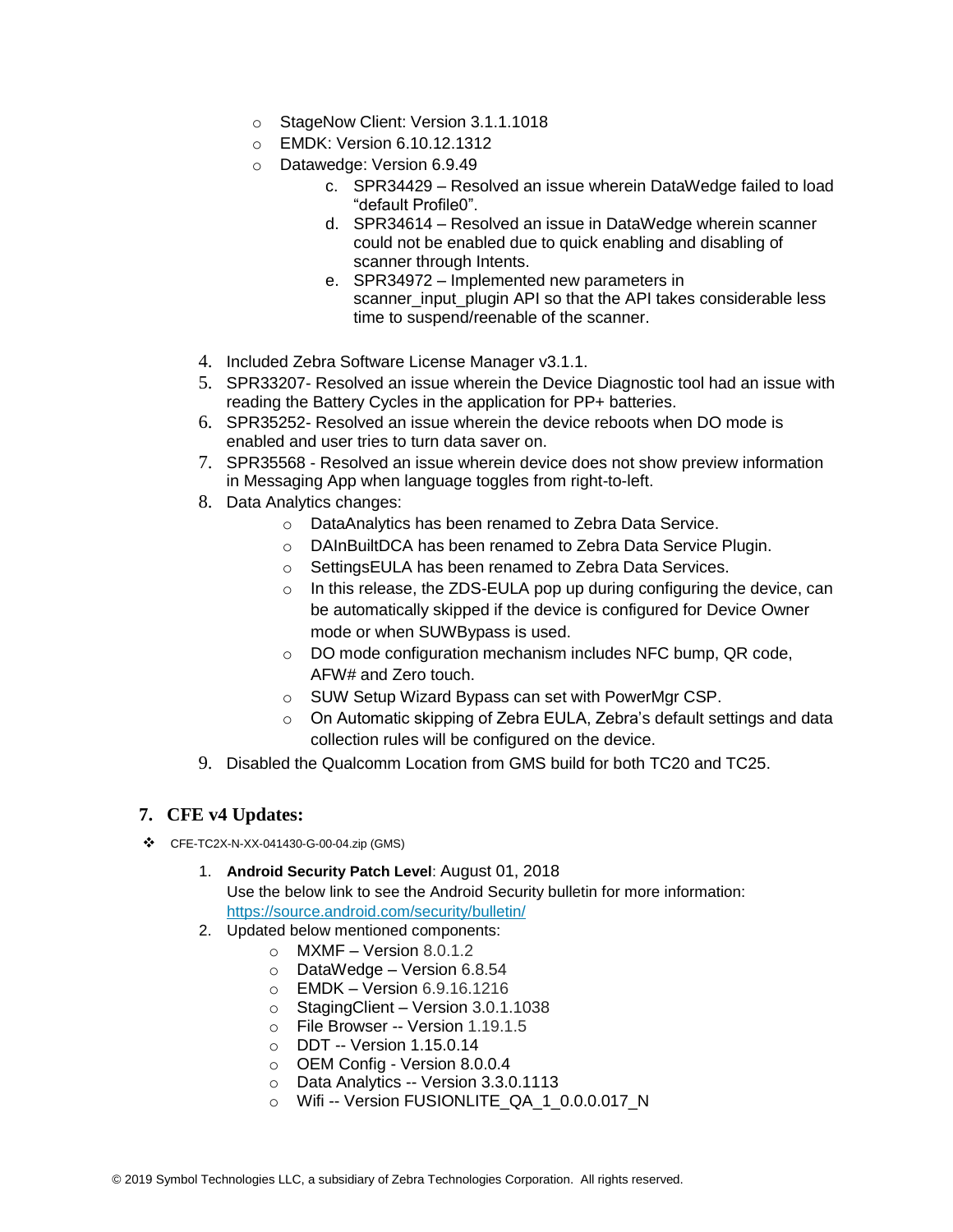- StageNow Client: Version 3.1.1.1018
- EMDK: Version 6.10.12.1312
- Datawedge: Version 6.9.49
  - c. SPR34429 – Resolved an issue wherein DataWedge failed to load "default Profile0".
  - d. SPR34614 – Resolved an issue in DataWedge wherein scanner could not be enabled due to quick enabling and disabling of scanner through Intents.
  - e. SPR34972 – Implemented new parameters in scanner_input_plugin API so that the API takes considerable less time to suspend/reenable of the scanner.

4. Included Zebra Software License Manager v3.1.1.
5. SPR33207- Resolved an issue wherein the Device Diagnostic tool had an issue with reading the Battery Cycles in the application for PP+ batteries.
6. SPR35252- Resolved an issue wherein the device reboots when DO mode is enabled and user tries to turn data saver on.
7. SPR35568 - Resolved an issue wherein device does not show preview information in Messaging App when language toggles from right-to-left.
8. Data Analytics changes:
   - DataAnalytics has been renamed to Zebra Data Service.
   - DAInBuiltDCA has been renamed to Zebra Data Service Plugin.
   - SettingsEULA has been renamed to Zebra Data Services.
   - In this release, the ZDS-EULA pop up during configuring the device, can be automatically skipped if the device is configured for Device Owner mode or when SUWBypass is used.
   - DO mode configuration mechanism includes NFC bump, QR code, AFW# and Zero touch.
   - SUW Setup Wizard Bypass can set with PowerMgr CSP.
   - On Automatic skipping of Zebra EULA, Zebra's default settings and data collection rules will be configured on the device.
9. Disabled the Qualcomm Location from GMS build for both TC20 and TC25.

## 7. CFE v4 Updates:

- CFE-TC2X-N-XX-041430-G-00-04.zip (GMS)

1. **Android Security Patch Level**: August 01, 2018
   Use the below link to see the Android Security bulletin for more information: https://source.android.com/security/bulletin/
2. Updated below mentioned components:
   - MXMF – Version 8.0.1.2
   - DataWedge – Version 6.8.54
   - EMDK – Version 6.9.16.1216
   - StagingClient – Version 3.0.1.1038
   - File Browser -- Version 1.19.1.5
   - DDT -- Version 1.15.0.14
   - OEM Config - Version 8.0.0.4
   - Data Analytics -- Version 3.3.0.1113
   - Wifi -- Version FUSIONLITE_QA_1_0.0.0.017_N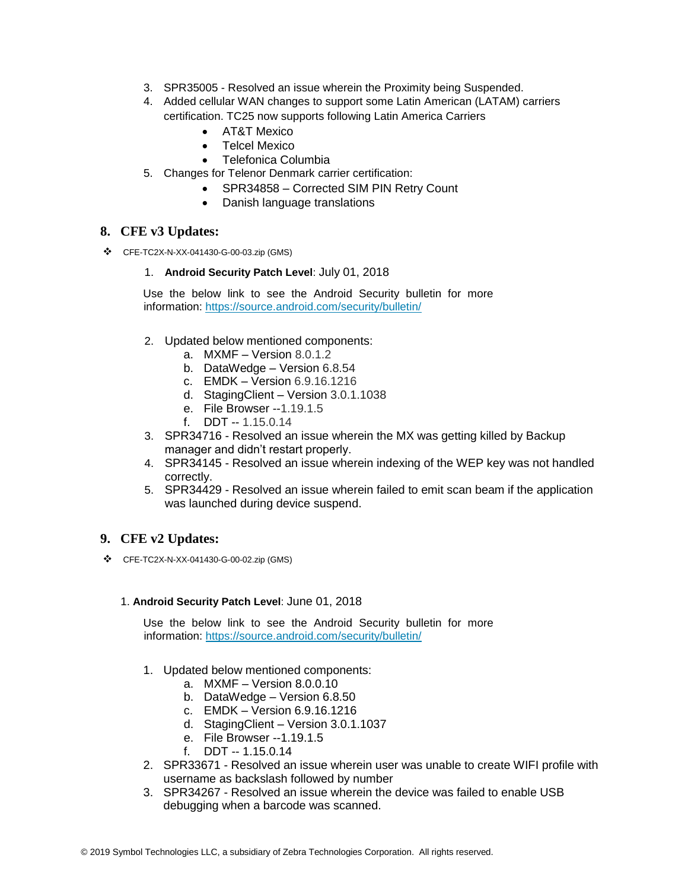3. SPR35005 - Resolved an issue wherein the Proximity being Suspended.
4. Added cellular WAN changes to support some Latin American (LATAM) carriers certification. TC25 now supports following Latin America Carriers
   - AT&T Mexico
   - Telcel Mexico
   - Telefonica Columbia
5. Changes for Telenor Denmark carrier certification:
   - SPR34858 – Corrected SIM PIN Retry Count
   - Danish language translations

## 8. CFE v3 Updates:

- CFE-TC2X-N-XX-041430-G-00-03.zip (GMS)

1. **Android Security Patch Level**: July 01, 2018

   Use the below link to see the Android Security bulletin for more information: https://source.android.com/security/bulletin/

2. Updated below mentioned components:
   a. MXMF – Version 8.0.1.2
   b. DataWedge – Version 6.8.54
   c. EMDK – Version 6.9.16.1216
   d. StagingClient – Version 3.0.1.1038
   e. File Browser --1.19.1.5
   f. DDT -- 1.15.0.14
3. SPR34716 - Resolved an issue wherein the MX was getting killed by Backup manager and didn't restart properly.
4. SPR34145 - Resolved an issue wherein indexing of the WEP key was not handled correctly.
5. SPR34429 - Resolved an issue wherein failed to emit scan beam if the application was launched during device suspend.

## 9. CFE v2 Updates:

- CFE-TC2X-N-XX-041430-G-00-02.zip (GMS)

1. **Android Security Patch Level**: June 01, 2018

   Use the below link to see the Android Security bulletin for more information: https://source.android.com/security/bulletin/

1. Updated below mentioned components:
   a. MXMF – Version 8.0.0.10
   b. DataWedge – Version 6.8.50
   c. EMDK – Version 6.9.16.1216
   d. StagingClient – Version 3.0.1.1037
   e. File Browser --1.19.1.5
   f. DDT -- 1.15.0.14
2. SPR33671 - Resolved an issue wherein user was unable to create WIFI profile with username as backslash followed by number
3. SPR34267 - Resolved an issue wherein the device was failed to enable USB debugging when a barcode was scanned.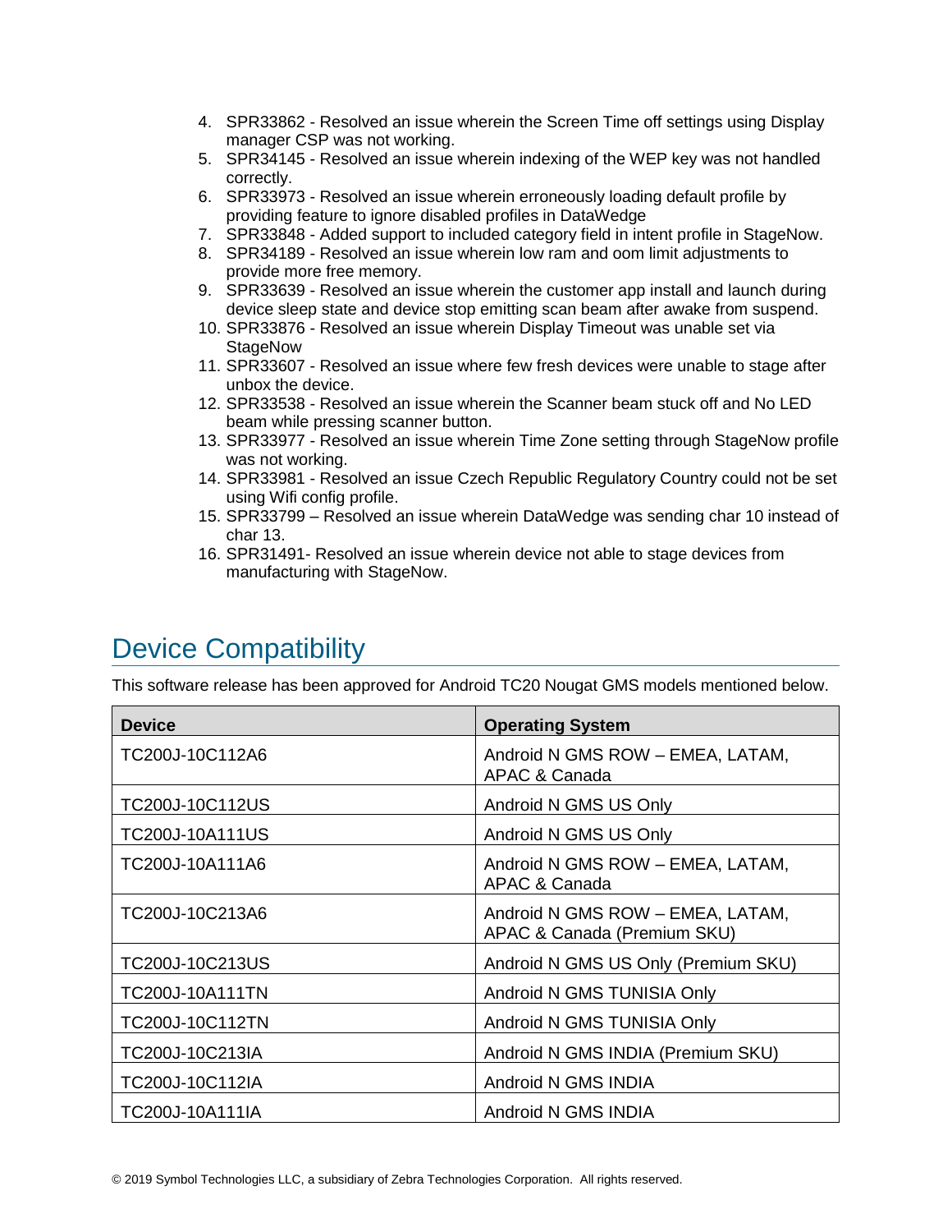4. SPR33862 - Resolved an issue wherein the Screen Time off settings using Display manager CSP was not working.
5. SPR34145 - Resolved an issue wherein indexing of the WEP key was not handled correctly.
6. SPR33973 - Resolved an issue wherein erroneously loading default profile by providing feature to ignore disabled profiles in DataWedge
7. SPR33848 - Added support to included category field in intent profile in StageNow.
8. SPR34189 - Resolved an issue wherein low ram and oom limit adjustments to provide more free memory.
9. SPR33639 - Resolved an issue wherein the customer app install and launch during device sleep state and device stop emitting scan beam after awake from suspend.
10. SPR33876 - Resolved an issue wherein Display Timeout was unable set via StageNow
11. SPR33607 - Resolved an issue where few fresh devices were unable to stage after unbox the device.
12. SPR33538 - Resolved an issue wherein the Scanner beam stuck off and No LED beam while pressing scanner button.
13. SPR33977 - Resolved an issue wherein Time Zone setting through StageNow profile was not working.
14. SPR33981 - Resolved an issue Czech Republic Regulatory Country could not be set using Wifi config profile.
15. SPR33799 – Resolved an issue wherein DataWedge was sending char 10 instead of char 13.
16. SPR31491- Resolved an issue wherein device not able to stage devices from manufacturing with StageNow.

## Device Compatibility

This software release has been approved for Android TC20 Nougat GMS models mentioned below.

| Device | Operating System |
|---|---|
| TC200J-10C112A6 | Android N GMS ROW – EMEA, LATAM, APAC & Canada |
| TC200J-10C112US | Android N GMS US Only |
| TC200J-10A111US | Android N GMS US Only |
| TC200J-10A111A6 | Android N GMS ROW – EMEA, LATAM, APAC & Canada |
| TC200J-10C213A6 | Android N GMS ROW – EMEA, LATAM, APAC & Canada (Premium SKU) |
| TC200J-10C213US | Android N GMS US Only (Premium SKU) |
| TC200J-10A111TN | Android N GMS TUNISIA Only |
| TC200J-10C112TN | Android N GMS TUNISIA Only |
| TC200J-10C213IA | Android N GMS INDIA (Premium SKU) |
| TC200J-10C112IA | Android N GMS INDIA |
| TC200J-10A111IA | Android N GMS INDIA |

© 2019 Symbol Technologies LLC, a subsidiary of Zebra Technologies Corporation. All rights reserved.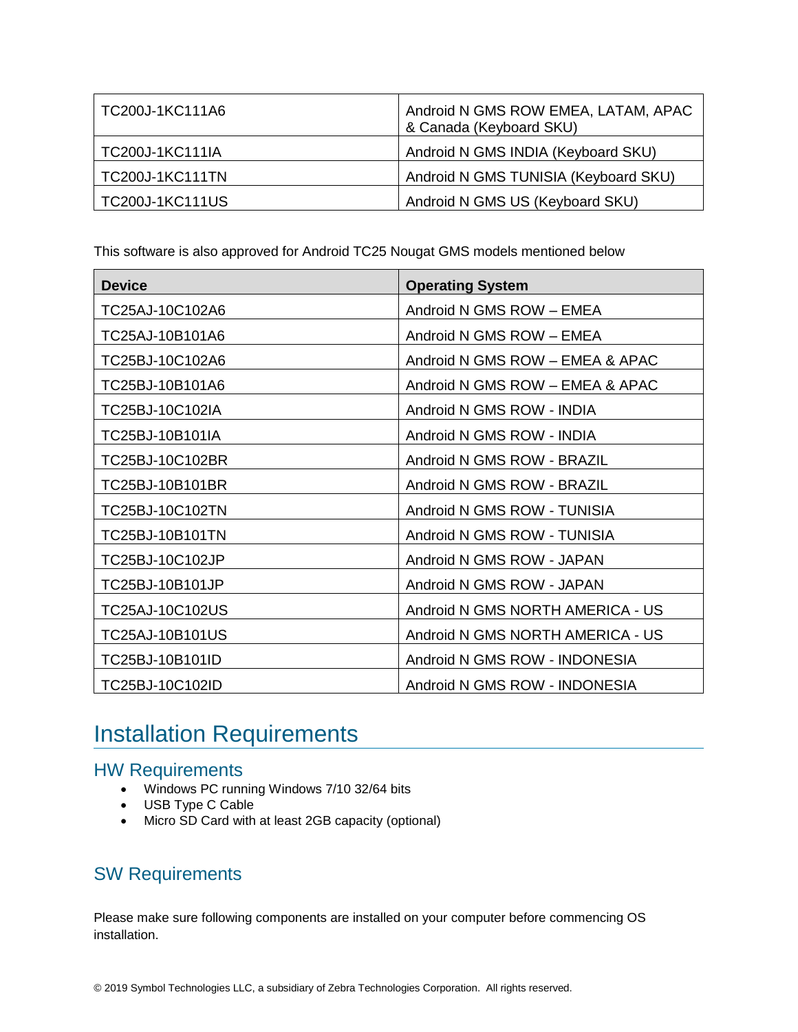| | |
|---|---|
| TC200J-1KC111A6 | Android N GMS ROW EMEA, LATAM, APAC & Canada (Keyboard SKU) |
| TC200J-1KC111IA | Android N GMS INDIA (Keyboard SKU) |
| TC200J-1KC111TN | Android N GMS TUNISIA (Keyboard SKU) |
| TC200J-1KC111US | Android N GMS US (Keyboard SKU) |

This software is also approved for Android TC25 Nougat GMS models mentioned below

| Device | Operating System |
|---|---|
| TC25AJ-10C102A6 | Android N GMS ROW – EMEA |
| TC25AJ-10B101A6 | Android N GMS ROW – EMEA |
| TC25BJ-10C102A6 | Android N GMS ROW – EMEA & APAC |
| TC25BJ-10B101A6 | Android N GMS ROW – EMEA & APAC |
| TC25BJ-10C102IA | Android N GMS ROW - INDIA |
| TC25BJ-10B101IA | Android N GMS ROW - INDIA |
| TC25BJ-10C102BR | Android N GMS ROW - BRAZIL |
| TC25BJ-10B101BR | Android N GMS ROW - BRAZIL |
| TC25BJ-10C102TN | Android N GMS ROW - TUNISIA |
| TC25BJ-10B101TN | Android N GMS ROW - TUNISIA |
| TC25BJ-10C102JP | Android N GMS ROW - JAPAN |
| TC25BJ-10B101JP | Android N GMS ROW - JAPAN |
| TC25AJ-10C102US | Android N GMS NORTH AMERICA - US |
| TC25AJ-10B101US | Android N GMS NORTH AMERICA - US |
| TC25BJ-10B101ID | Android N GMS ROW - INDONESIA |
| TC25BJ-10C102ID | Android N GMS ROW - INDONESIA |

# Installation Requirements

## HW Requirements

- Windows PC running Windows 7/10 32/64 bits
- USB Type C Cable
- Micro SD Card with at least 2GB capacity (optional)

## SW Requirements

Please make sure following components are installed on your computer before commencing OS installation.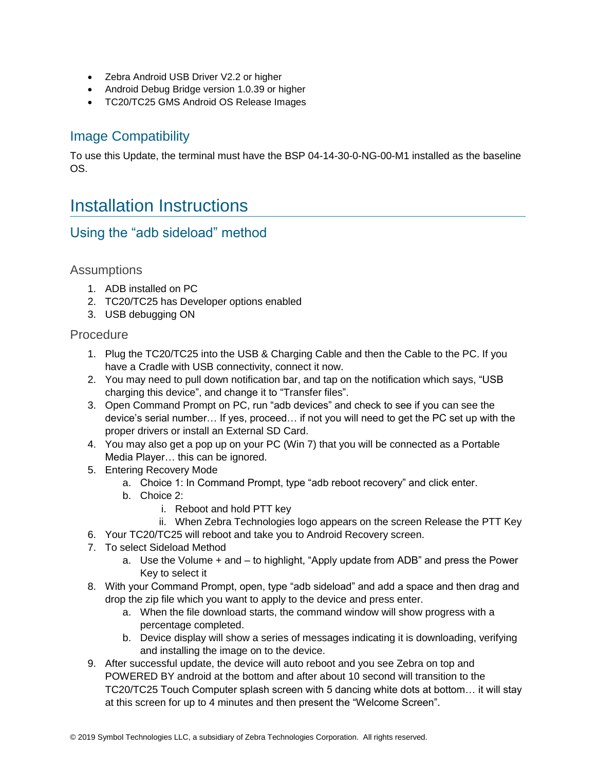- Zebra Android USB Driver V2.2 or higher
- Android Debug Bridge version 1.0.39 or higher
- TC20/TC25 GMS Android OS Release Images

## Image Compatibility

To use this Update, the terminal must have the BSP 04-14-30-0-NG-00-M1 installed as the baseline OS.

# Installation Instructions

## Using the “adb sideload” method

### Assumptions

1. ADB installed on PC
2. TC20/TC25 has Developer options enabled
3. USB debugging ON

### Procedure

1. Plug the TC20/TC25 into the USB & Charging Cable and then the Cable to the PC. If you have a Cradle with USB connectivity, connect it now.
2. You may need to pull down notification bar, and tap on the notification which says, “USB charging this device”, and change it to “Transfer files”.
3. Open Command Prompt on PC, run “adb devices” and check to see if you can see the device’s serial number… If yes, proceed… if not you will need to get the PC set up with the proper drivers or install an External SD Card.
4. You may also get a pop up on your PC (Win 7) that you will be connected as a Portable Media Player… this can be ignored.
5. Entering Recovery Mode
    a. Choice 1: In Command Prompt, type “adb reboot recovery” and click enter.
    b. Choice 2:
        i. Reboot and hold PTT key
        ii. When Zebra Technologies logo appears on the screen Release the PTT Key
6. Your TC20/TC25 will reboot and take you to Android Recovery screen.
7. To select Sideload Method
    a. Use the Volume + and – to highlight, “Apply update from ADB” and press the Power Key to select it
8. With your Command Prompt, open, type “adb sideload” and add a space and then drag and drop the zip file which you want to apply to the device and press enter.
    a. When the file download starts, the command window will show progress with a percentage completed.
    b. Device display will show a series of messages indicating it is downloading, verifying and installing the image on to the device.
9. After successful update, the device will auto reboot and you see Zebra on top and POWERED BY android at the bottom and after about 10 second will transition to the TC20/TC25 Touch Computer splash screen with 5 dancing white dots at bottom… it will stay at this screen for up to 4 minutes and then present the “Welcome Screen”.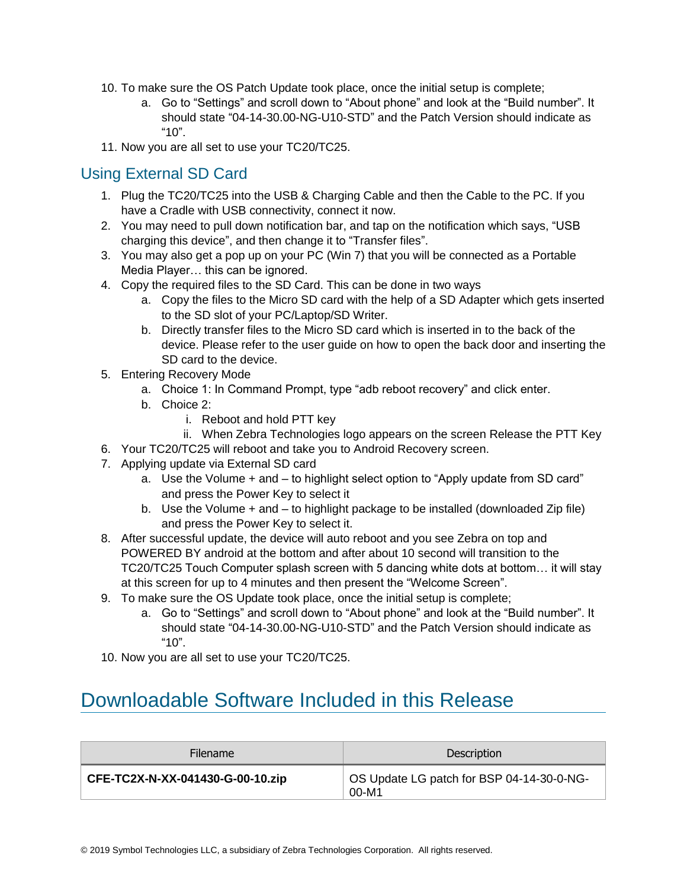10. To make sure the OS Patch Update took place, once the initial setup is complete;
    a. Go to “Settings” and scroll down to “About phone” and look at the “Build number”. It should state “04-14-30.00-NG-U10-STD” and the Patch Version should indicate as “10”.
11. Now you are all set to use your TC20/TC25.

## Using External SD Card

1. Plug the TC20/TC25 into the USB & Charging Cable and then the Cable to the PC. If you have a Cradle with USB connectivity, connect it now.
2. You may need to pull down notification bar, and tap on the notification which says, “USB charging this device”, and then change it to “Transfer files”.
3. You may also get a pop up on your PC (Win 7) that you will be connected as a Portable Media Player… this can be ignored.
4. Copy the required files to the SD Card. This can be done in two ways
    a. Copy the files to the Micro SD card with the help of a SD Adapter which gets inserted to the SD slot of your PC/Laptop/SD Writer.
    b. Directly transfer files to the Micro SD card which is inserted in to the back of the device. Please refer to the user guide on how to open the back door and inserting the SD card to the device.
5. Entering Recovery Mode
    a. Choice 1: In Command Prompt, type “adb reboot recovery” and click enter.
    b. Choice 2:
        i. Reboot and hold PTT key
        ii. When Zebra Technologies logo appears on the screen Release the PTT Key
6. Your TC20/TC25 will reboot and take you to Android Recovery screen.
7. Applying update via External SD card
    a. Use the Volume + and – to highlight select option to “Apply update from SD card” and press the Power Key to select it
    b. Use the Volume + and – to highlight package to be installed (downloaded Zip file) and press the Power Key to select it.
8. After successful update, the device will auto reboot and you see Zebra on top and POWERED BY android at the bottom and after about 10 second will transition to the TC20/TC25 Touch Computer splash screen with 5 dancing white dots at bottom… it will stay at this screen for up to 4 minutes and then present the “Welcome Screen”.
9. To make sure the OS Update took place, once the initial setup is complete;
    a. Go to “Settings” and scroll down to “About phone” and look at the “Build number”. It should state “04-14-30.00-NG-U10-STD” and the Patch Version should indicate as “10”.
10. Now you are all set to use your TC20/TC25.

# Downloadable Software Included in this Release

| Filename | Description |
| --- | --- |
| **CFE-TC2X-N-XX-041430-G-00-10.zip** | OS Update LG patch for BSP 04-14-30-0-NG-00-M1 |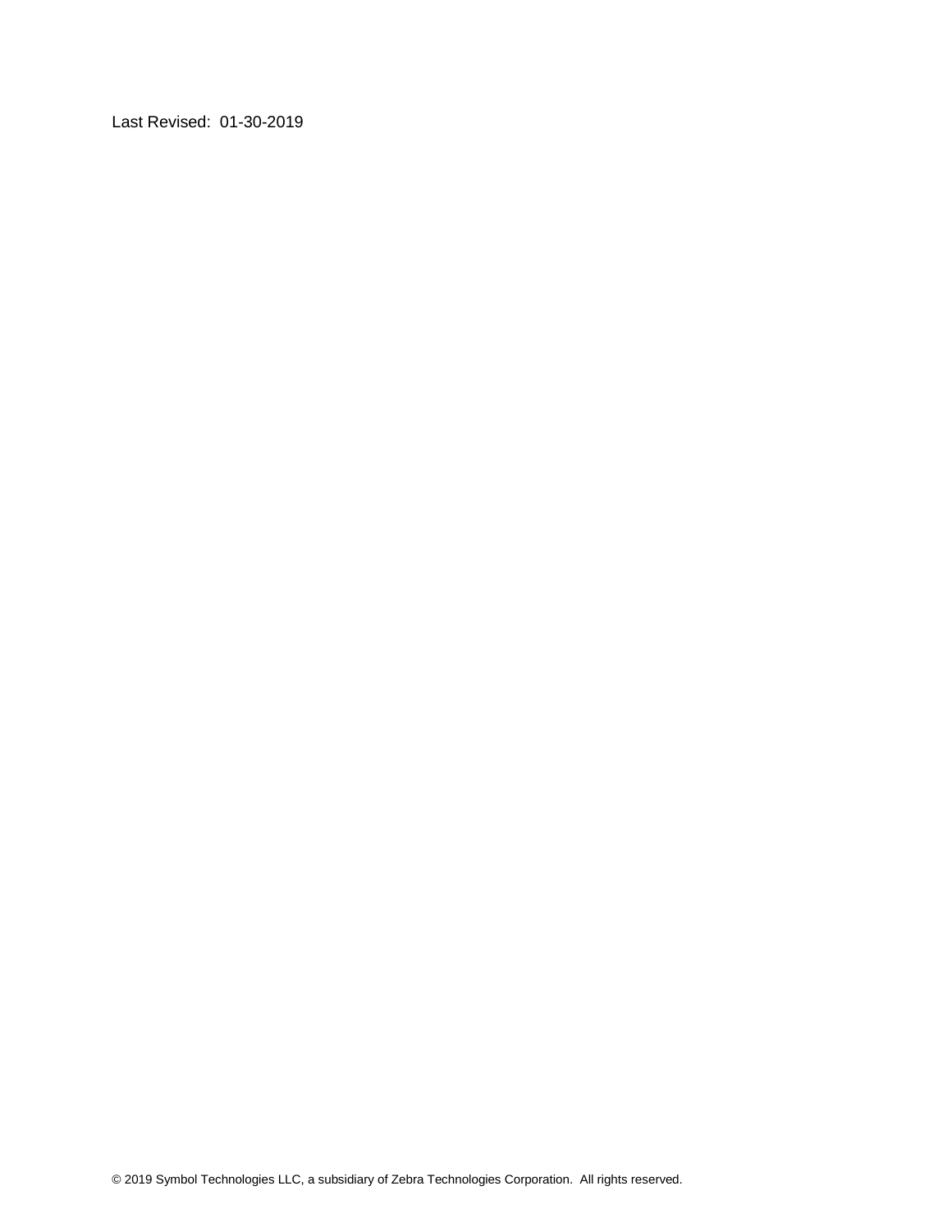Last Revised: 01-30-2019

© 2019 Symbol Technologies LLC, a subsidiary of Zebra Technologies Corporation. All rights reserved.